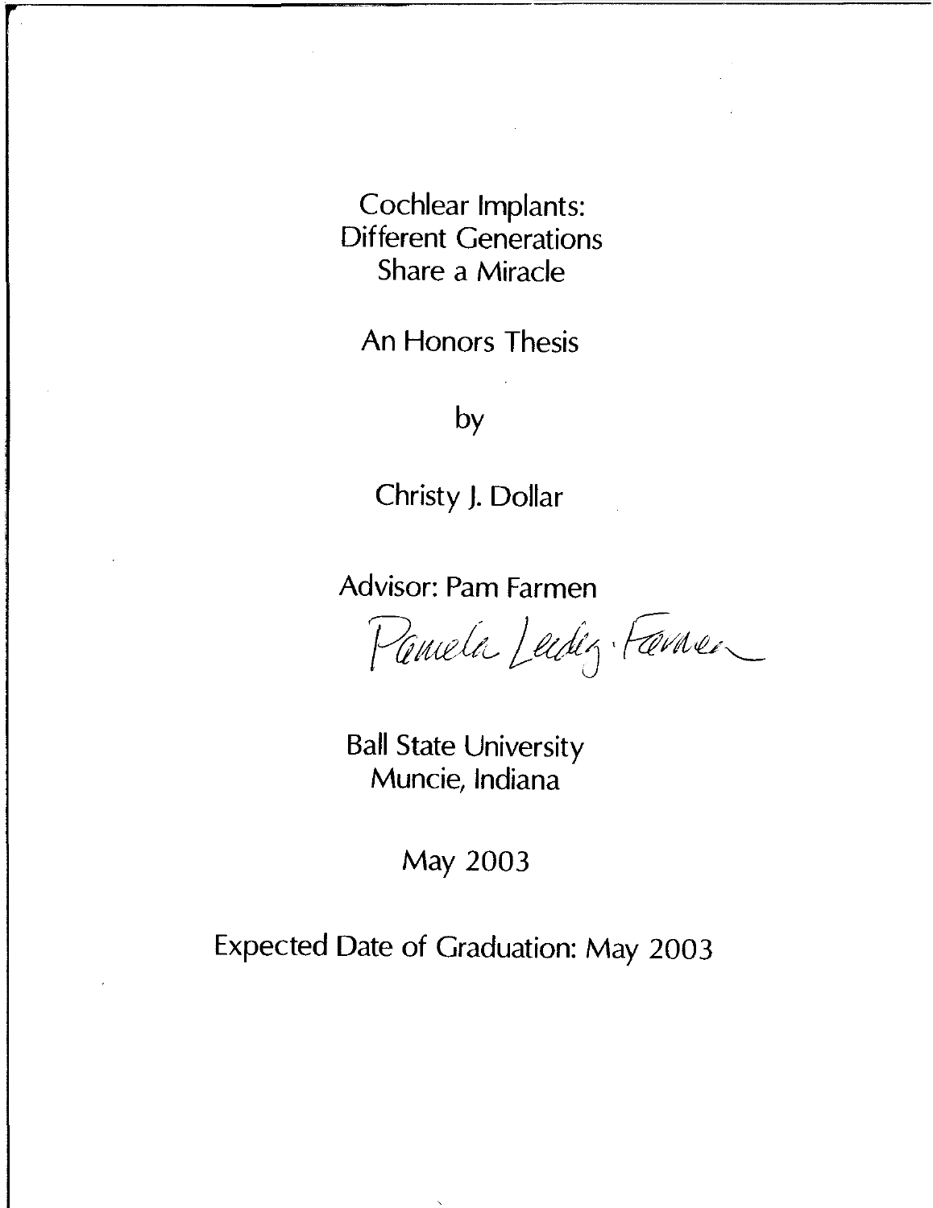# Cochlear Implants: Different Generations Share a Miracle

An Honors Thesis

by

Christy J. Dollar

Advisor: Pam Farmen

Pamela Ledig-Farmen

Ball State University
Muncie, Indiana

May 2003

Expected Date of Graduation: May 2003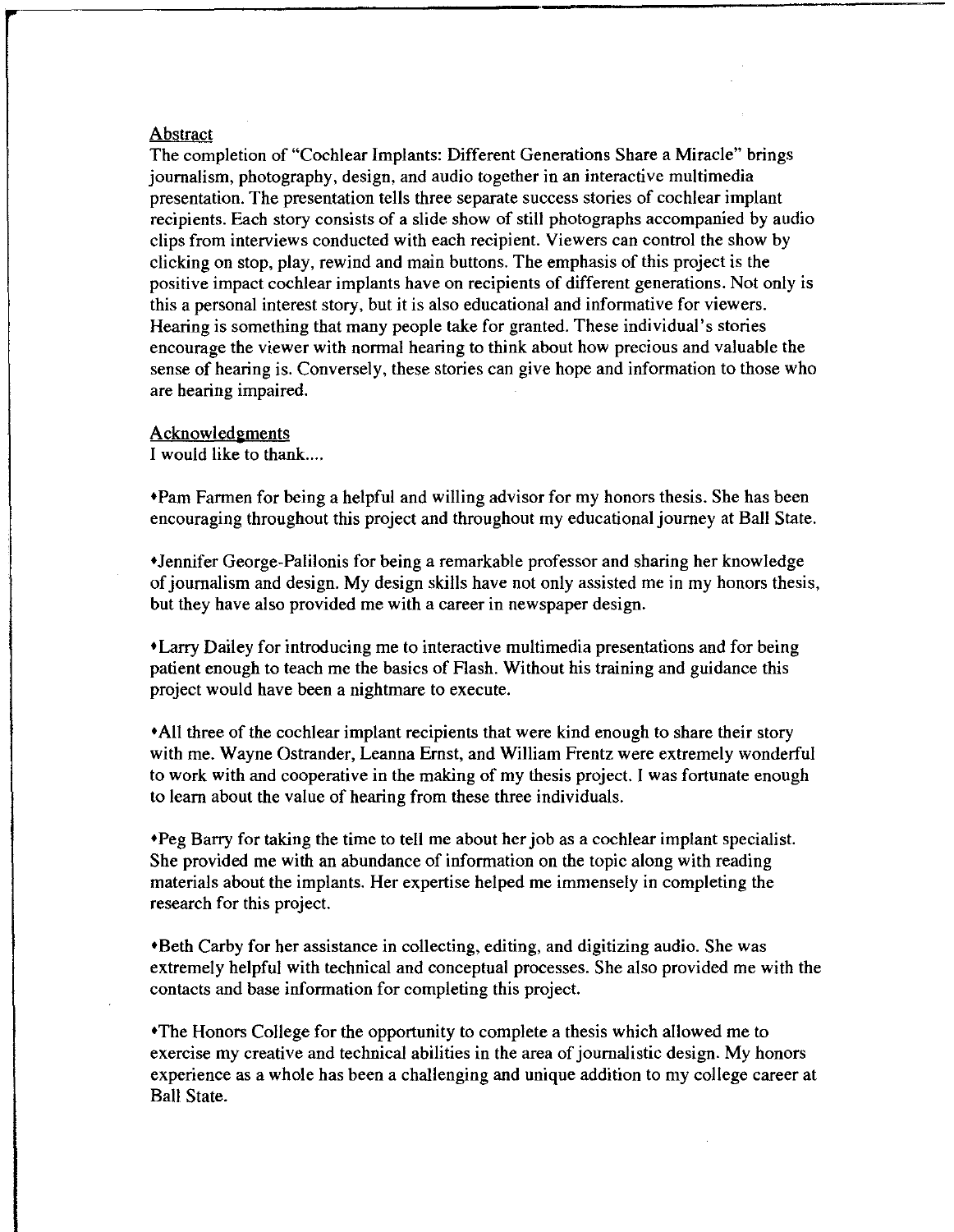## Abstract

The completion of "Cochlear Implants: Different Generations Share a Miracle" brings journalism, photography, design, and audio together in an interactive multimedia presentation. The presentation tells three separate success stories of cochlear implant recipients. Each story consists of a slide show of still photographs accompanied by audio clips from interviews conducted with each recipient. Viewers can control the show by clicking on stop, play, rewind and main buttons. The emphasis of this project is the positive impact cochlear implants have on recipients of different generations. Not only is this a personal interest story, but it is also educational and informative for viewers. Hearing is something that many people take for granted. These individual's stories encourage the viewer with normal hearing to think about how precious and valuable the sense of hearing is. Conversely, these stories can give hope and information to those who are hearing impaired.

## Acknowledgments

I would like to thank....

- Pam Farmen for being a helpful and willing advisor for my honors thesis. She has been encouraging throughout this project and throughout my educational journey at Ball State.

- Jennifer George-Palilonis for being a remarkable professor and sharing her knowledge of journalism and design. My design skills have not only assisted me in my honors thesis, but they have also provided me with a career in newspaper design.

- Larry Dailey for introducing me to interactive multimedia presentations and for being patient enough to teach me the basics of Flash. Without his training and guidance this project would have been a nightmare to execute.

- All three of the cochlear implant recipients that were kind enough to share their story with me. Wayne Ostrander, Leanna Ernst, and William Frentz were extremely wonderful to work with and cooperative in the making of my thesis project. I was fortunate enough to learn about the value of hearing from these three individuals.

- Peg Barry for taking the time to tell me about her job as a cochlear implant specialist. She provided me with an abundance of information on the topic along with reading materials about the implants. Her expertise helped me immensely in completing the research for this project.

- Beth Carby for her assistance in collecting, editing, and digitizing audio. She was extremely helpful with technical and conceptual processes. She also provided me with the contacts and base information for completing this project.

- The Honors College for the opportunity to complete a thesis which allowed me to exercise my creative and technical abilities in the area of journalistic design. My honors experience as a whole has been a challenging and unique addition to my college career at Ball State.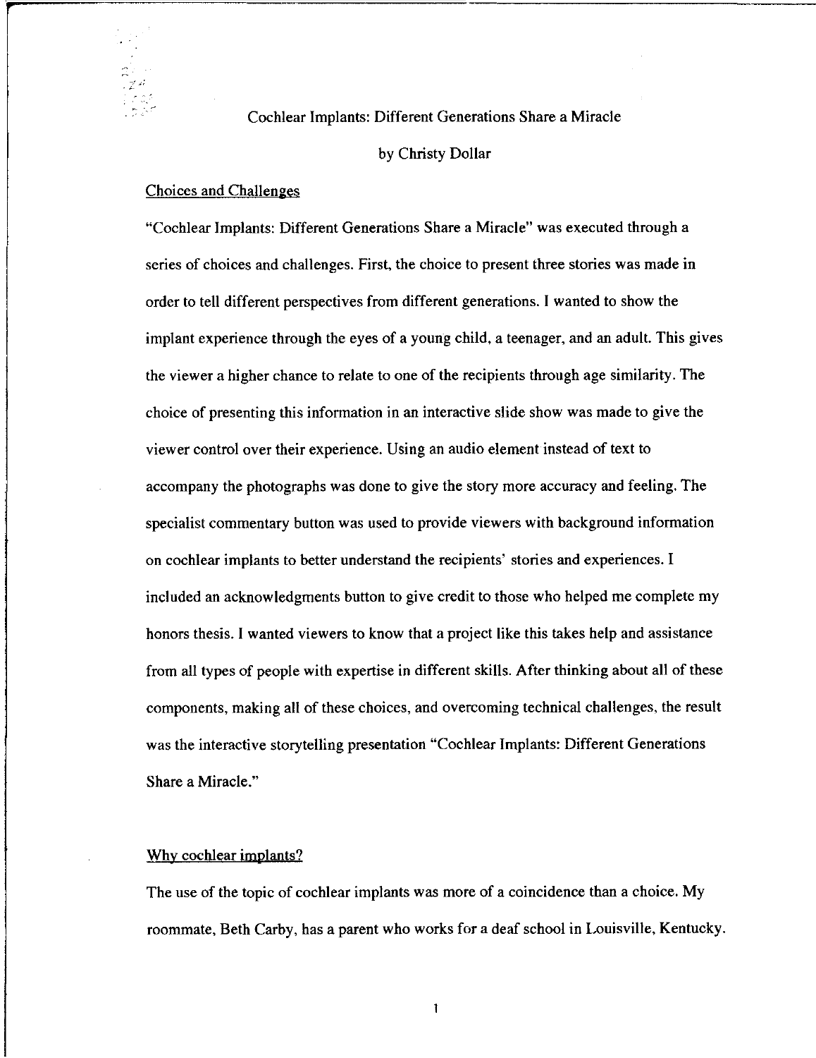Cochlear Implants: Different Generations Share a Miracle

by Christy Dollar

## Choices and Challenges

"Cochlear Implants: Different Generations Share a Miracle" was executed through a series of choices and challenges. First, the choice to present three stories was made in order to tell different perspectives from different generations. I wanted to show the implant experience through the eyes of a young child, a teenager, and an adult. This gives the viewer a higher chance to relate to one of the recipients through age similarity. The choice of presenting this information in an interactive slide show was made to give the viewer control over their experience. Using an audio element instead of text to accompany the photographs was done to give the story more accuracy and feeling. The specialist commentary button was used to provide viewers with background information on cochlear implants to better understand the recipients' stories and experiences. I included an acknowledgments button to give credit to those who helped me complete my honors thesis. I wanted viewers to know that a project like this takes help and assistance from all types of people with expertise in different skills. After thinking about all of these components, making all of these choices, and overcoming technical challenges, the result was the interactive storytelling presentation "Cochlear Implants: Different Generations Share a Miracle."

## Why cochlear implants?

The use of the topic of cochlear implants was more of a coincidence than a choice. My roommate, Beth Carby, has a parent who works for a deaf school in Louisville, Kentucky.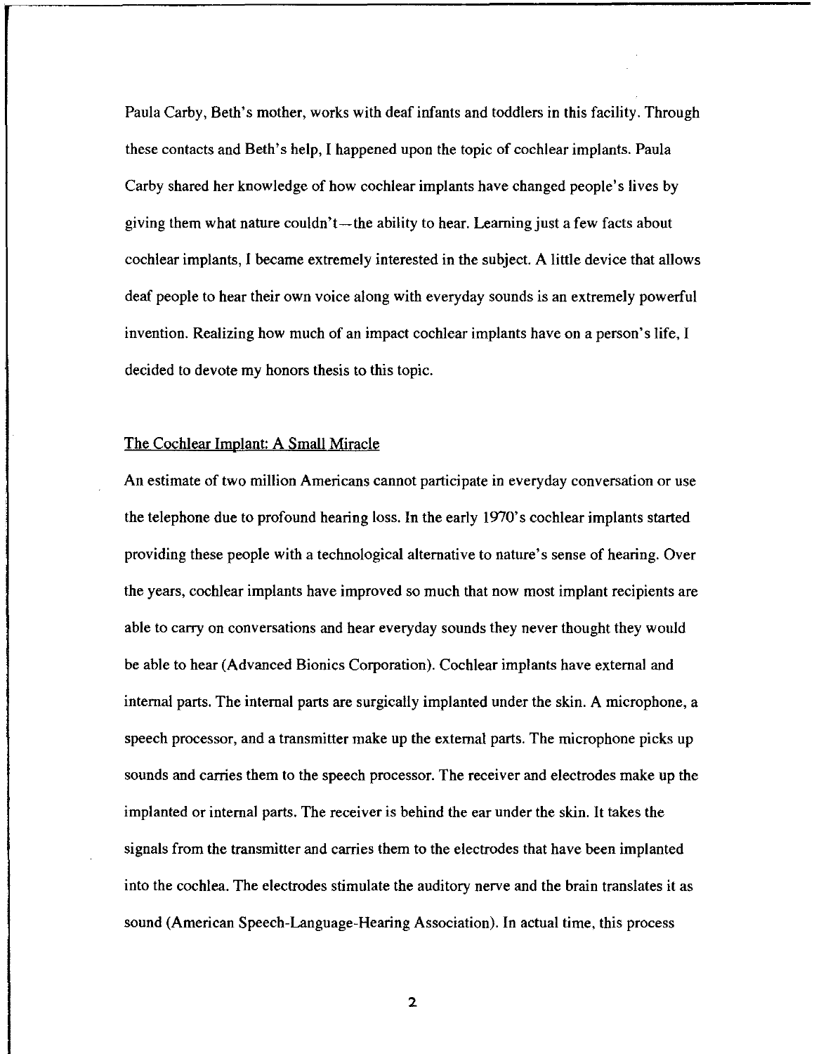Paula Carby, Beth's mother, works with deaf infants and toddlers in this facility. Through these contacts and Beth's help, I happened upon the topic of cochlear implants. Paula Carby shared her knowledge of how cochlear implants have changed people's lives by giving them what nature couldn't—the ability to hear. Learning just a few facts about cochlear implants, I became extremely interested in the subject. A little device that allows deaf people to hear their own voice along with everyday sounds is an extremely powerful invention. Realizing how much of an impact cochlear implants have on a person's life, I decided to devote my honors thesis to this topic.

## The Cochlear Implant: A Small Miracle

An estimate of two million Americans cannot participate in everyday conversation or use the telephone due to profound hearing loss. In the early 1970's cochlear implants started providing these people with a technological alternative to nature's sense of hearing. Over the years, cochlear implants have improved so much that now most implant recipients are able to carry on conversations and hear everyday sounds they never thought they would be able to hear (Advanced Bionics Corporation). Cochlear implants have external and internal parts. The internal parts are surgically implanted under the skin. A microphone, a speech processor, and a transmitter make up the external parts. The microphone picks up sounds and carries them to the speech processor. The receiver and electrodes make up the implanted or internal parts. The receiver is behind the ear under the skin. It takes the signals from the transmitter and carries them to the electrodes that have been implanted into the cochlea. The electrodes stimulate the auditory nerve and the brain translates it as sound (American Speech-Language-Hearing Association). In actual time, this process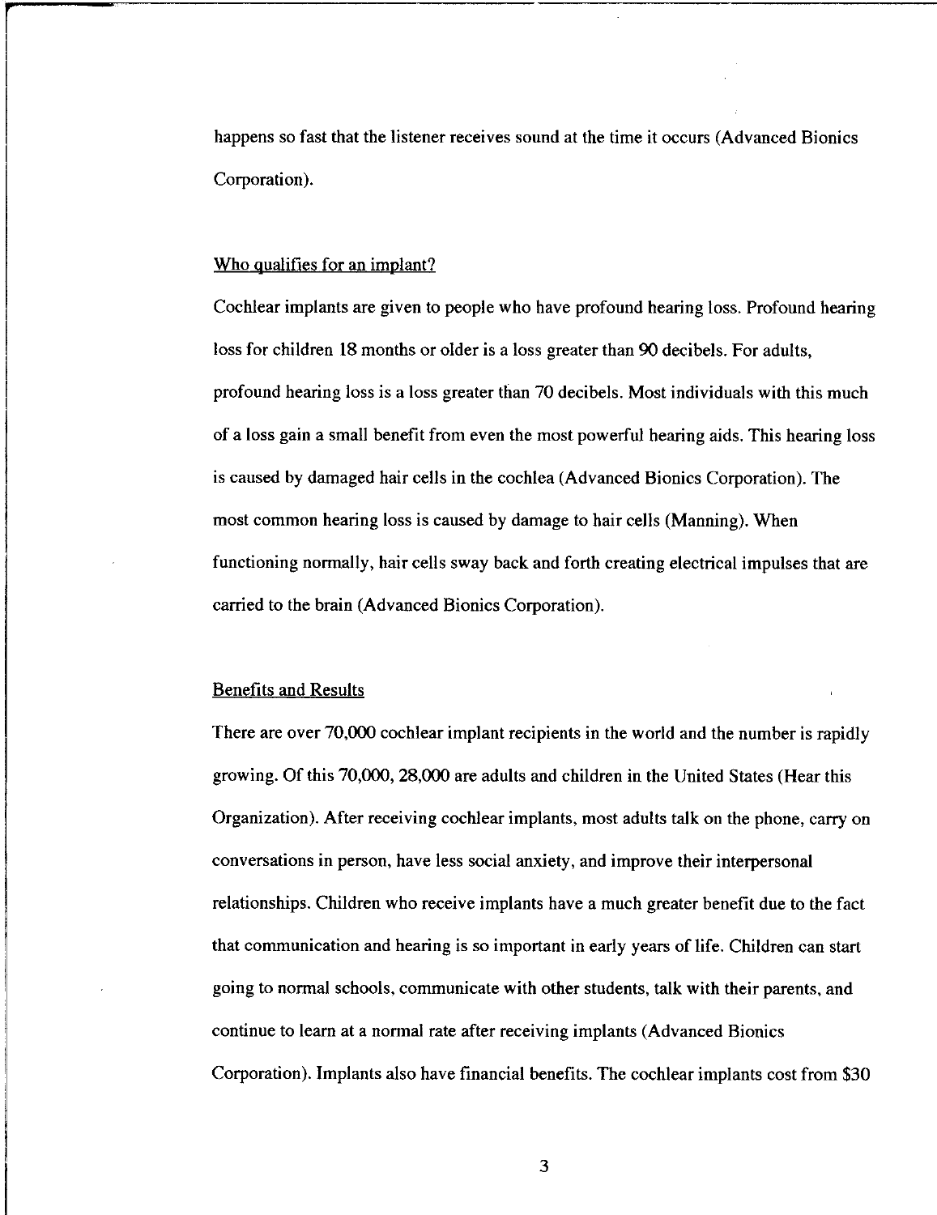happens so fast that the listener receives sound at the time it occurs (Advanced Bionics Corporation).

## Who qualifies for an implant?

Cochlear implants are given to people who have profound hearing loss. Profound hearing loss for children 18 months or older is a loss greater than 90 decibels. For adults, profound hearing loss is a loss greater than 70 decibels. Most individuals with this much of a loss gain a small benefit from even the most powerful hearing aids. This hearing loss is caused by damaged hair cells in the cochlea (Advanced Bionics Corporation). The most common hearing loss is caused by damage to hair cells (Manning). When functioning normally, hair cells sway back and forth creating electrical impulses that are carried to the brain (Advanced Bionics Corporation).

## Benefits and Results

There are over 70,000 cochlear implant recipients in the world and the number is rapidly growing. Of this 70,000, 28,000 are adults and children in the United States (Hear this Organization). After receiving cochlear implants, most adults talk on the phone, carry on conversations in person, have less social anxiety, and improve their interpersonal relationships. Children who receive implants have a much greater benefit due to the fact that communication and hearing is so important in early years of life. Children can start going to normal schools, communicate with other students, talk with their parents, and continue to learn at a normal rate after receiving implants (Advanced Bionics Corporation). Implants also have financial benefits. The cochlear implants cost from $30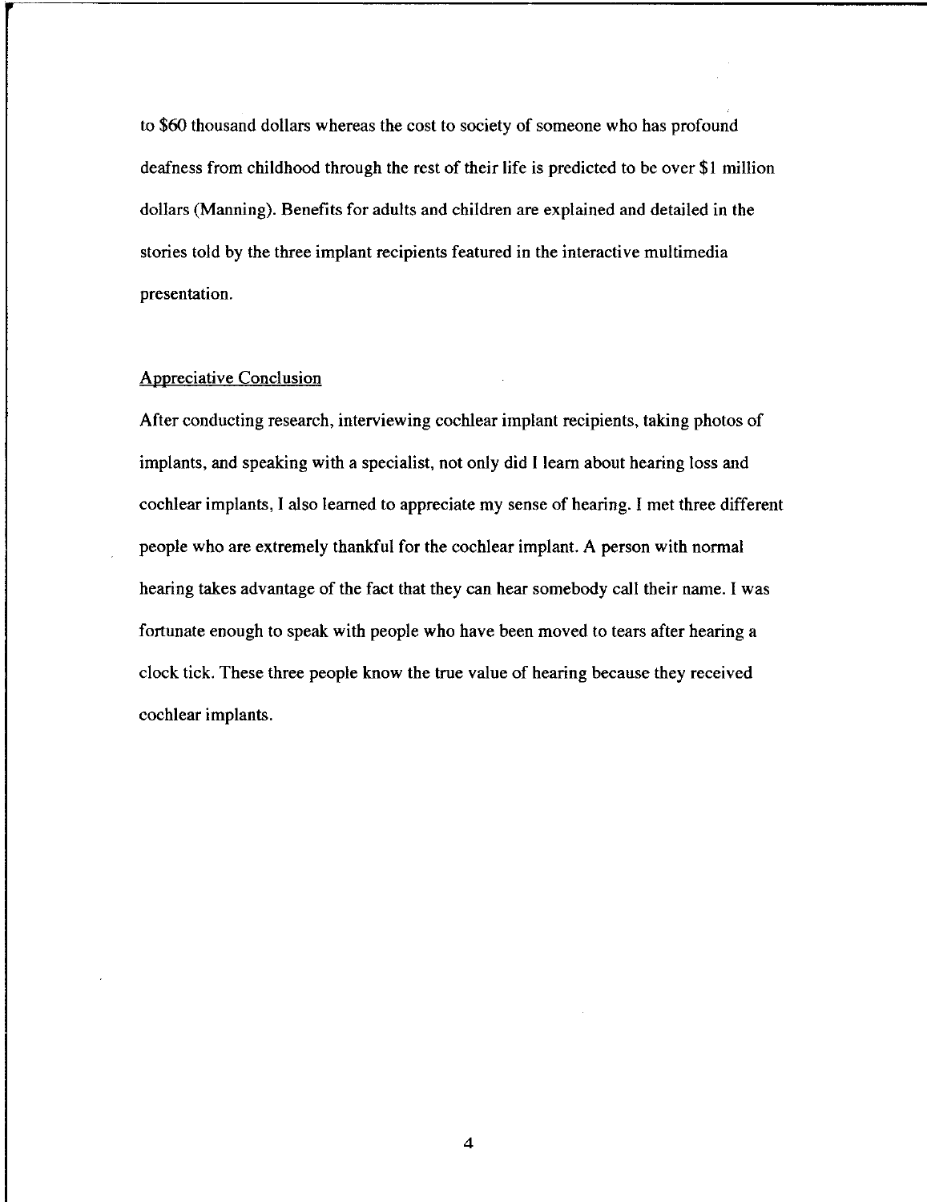to $60 thousand dollars whereas the cost to society of someone who has profound deafness from childhood through the rest of their life is predicted to be over $1 million dollars (Manning). Benefits for adults and children are explained and detailed in the stories told by the three implant recipients featured in the interactive multimedia presentation.

## Appreciative Conclusion

After conducting research, interviewing cochlear implant recipients, taking photos of implants, and speaking with a specialist, not only did I learn about hearing loss and cochlear implants, I also learned to appreciate my sense of hearing. I met three different people who are extremely thankful for the cochlear implant. A person with normal hearing takes advantage of the fact that they can hear somebody call their name. I was fortunate enough to speak with people who have been moved to tears after hearing a clock tick. These three people know the true value of hearing because they received cochlear implants.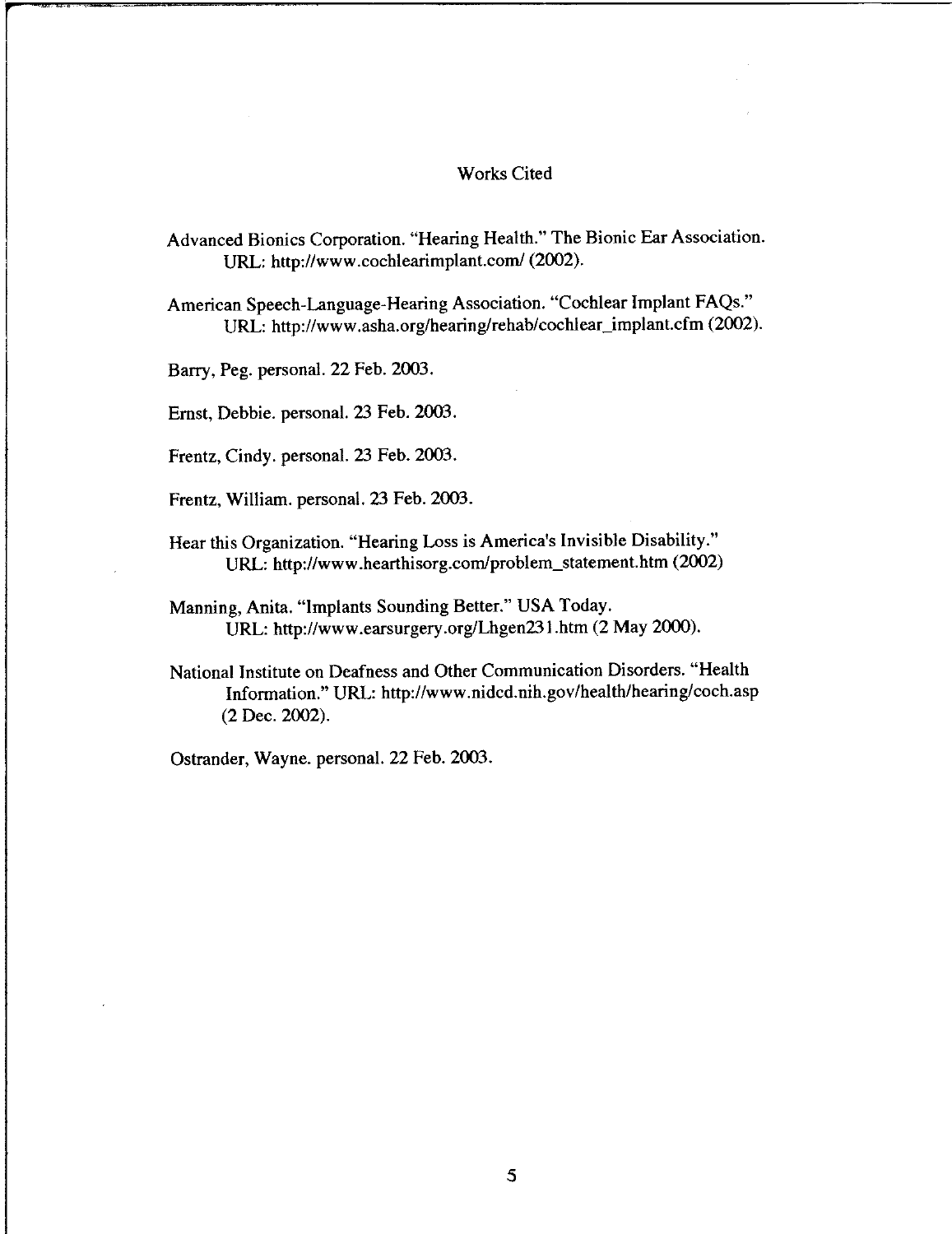# Works Cited

Advanced Bionics Corporation. "Hearing Health." The Bionic Ear Association. URL: http://www.cochlearimplant.com/ (2002).

American Speech-Language-Hearing Association. "Cochlear Implant FAQs." URL: http://www.asha.org/hearing/rehab/cochlear_implant.cfm (2002).

Barry, Peg. personal. 22 Feb. 2003.

Ernst, Debbie. personal. 23 Feb. 2003.

Frentz, Cindy. personal. 23 Feb. 2003.

Frentz, William. personal. 23 Feb. 2003.

Hear this Organization. "Hearing Loss is America's Invisible Disability." URL: http://www.hearthisorg.com/problem_statement.htm (2002)

Manning, Anita. "Implants Sounding Better." USA Today. URL: http://www.earsurgery.org/Lhgen231.htm (2 May 2000).

National Institute on Deafness and Other Communication Disorders. "Health Information." URL: http://www.nidcd.nih.gov/health/hearing/coch.asp (2 Dec. 2002).

Ostrander, Wayne. personal. 22 Feb. 2003.